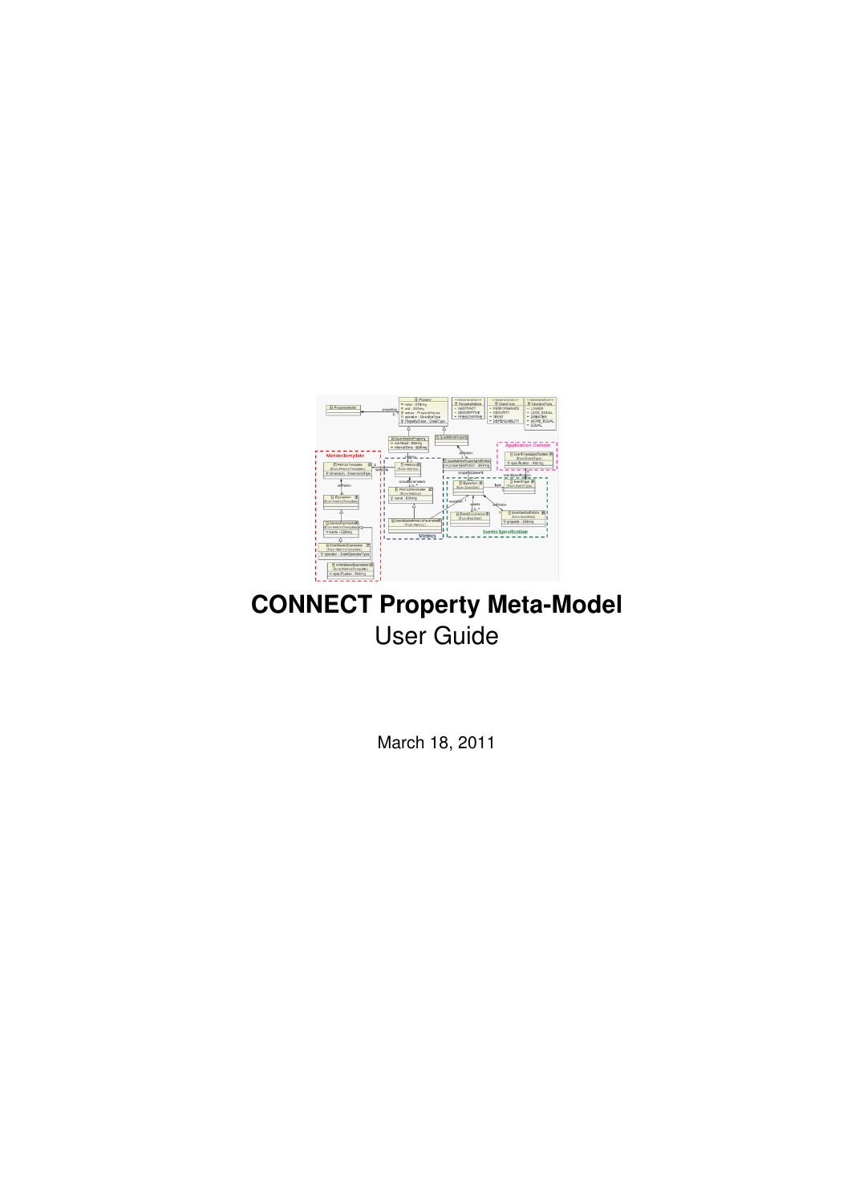# CONNECT Property Meta-Model

User Guide

March 18, 2011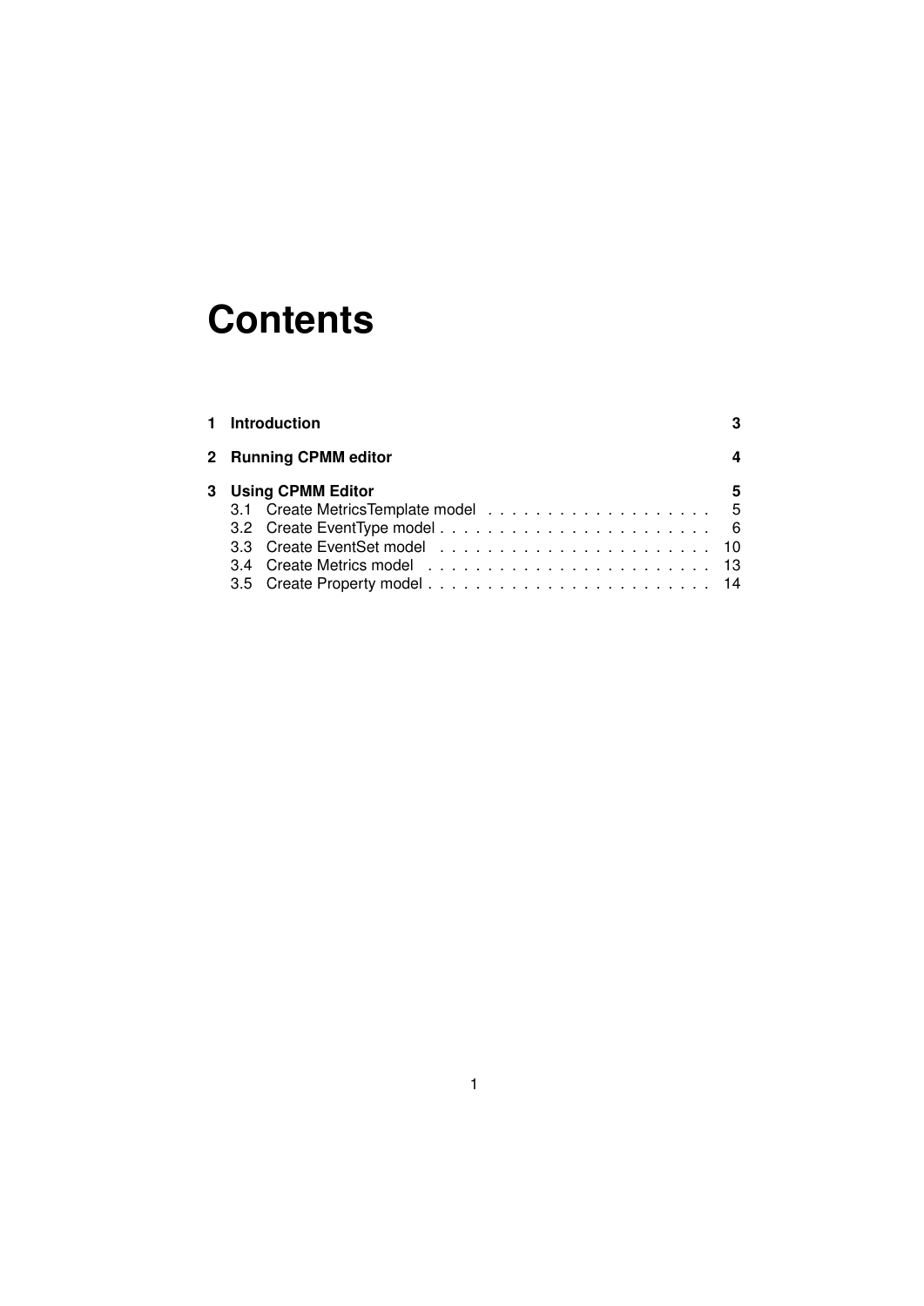# Contents

| | | |
|---|---|---|
| **1** | **Introduction** | **3** |
| **2** | **Running CPMM editor** | **4** |
| **3** | **Using CPMM Editor** | **5** |
| 3.1 | Create MetricsTemplate model | 5 |
| 3.2 | Create EventType model | 6 |
| 3.3 | Create EventSet model | 10 |
| 3.4 | Create Metrics model | 13 |
| 3.5 | Create Property model | 14 |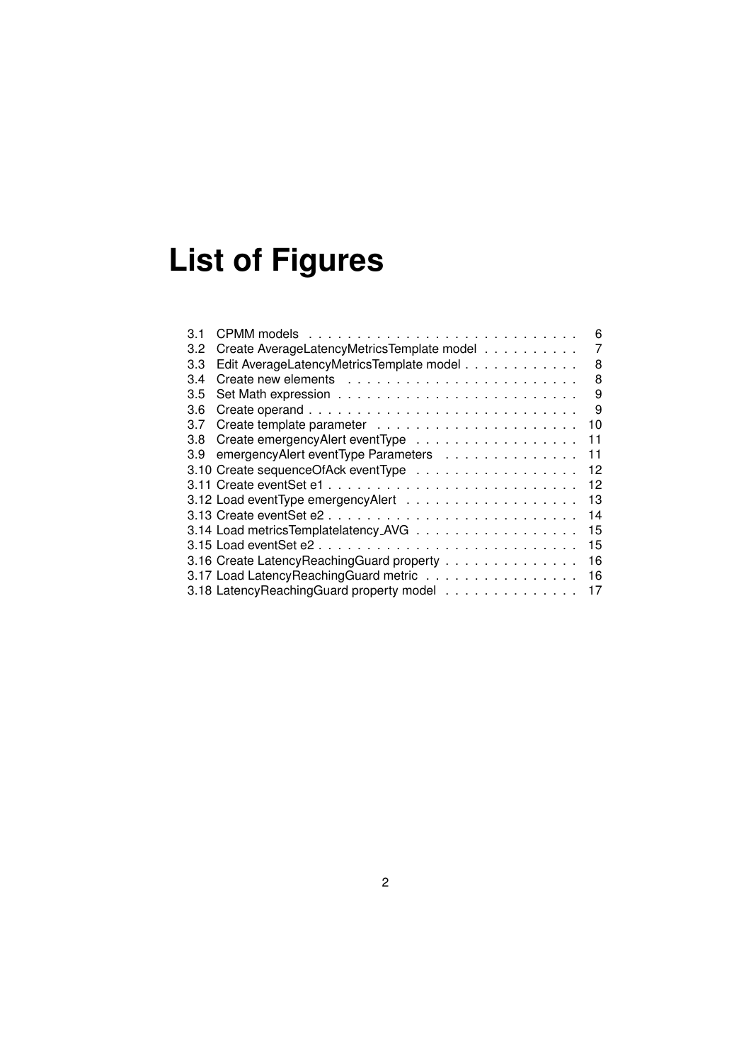# List of Figures

3.1 CPMM models . . . . . . . . . . . . . . . . . . . . . . . . . . . . 6
3.2 Create AverageLatencyMetricsTemplate model . . . . . . . . . . 7
3.3 Edit AverageLatencyMetricsTemplate model . . . . . . . . . . . . 8
3.4 Create new elements . . . . . . . . . . . . . . . . . . . . . . . . 8
3.5 Set Math expression . . . . . . . . . . . . . . . . . . . . . . . . 9
3.6 Create operand . . . . . . . . . . . . . . . . . . . . . . . . . . . 9
3.7 Create template parameter . . . . . . . . . . . . . . . . . . . . . 10
3.8 Create emergencyAlert eventType . . . . . . . . . . . . . . . . . 11
3.9 emergencyAlert eventType Parameters . . . . . . . . . . . . . . 11
3.10 Create sequenceOfAck eventType . . . . . . . . . . . . . . . . . 12
3.11 Create eventSet e1 . . . . . . . . . . . . . . . . . . . . . . . . . 12
3.12 Load eventType emergencyAlert . . . . . . . . . . . . . . . . . . 13
3.13 Create eventSet e2 . . . . . . . . . . . . . . . . . . . . . . . . . 14
3.14 Load metricsTemplatelatency_AVG . . . . . . . . . . . . . . . . . 15
3.15 Load eventSet e2 . . . . . . . . . . . . . . . . . . . . . . . . . . 15
3.16 Create LatencyReachingGuard property . . . . . . . . . . . . . . 16
3.17 Load LatencyReachingGuard metric . . . . . . . . . . . . . . . . 16
3.18 LatencyReachingGuard property model . . . . . . . . . . . . . . 17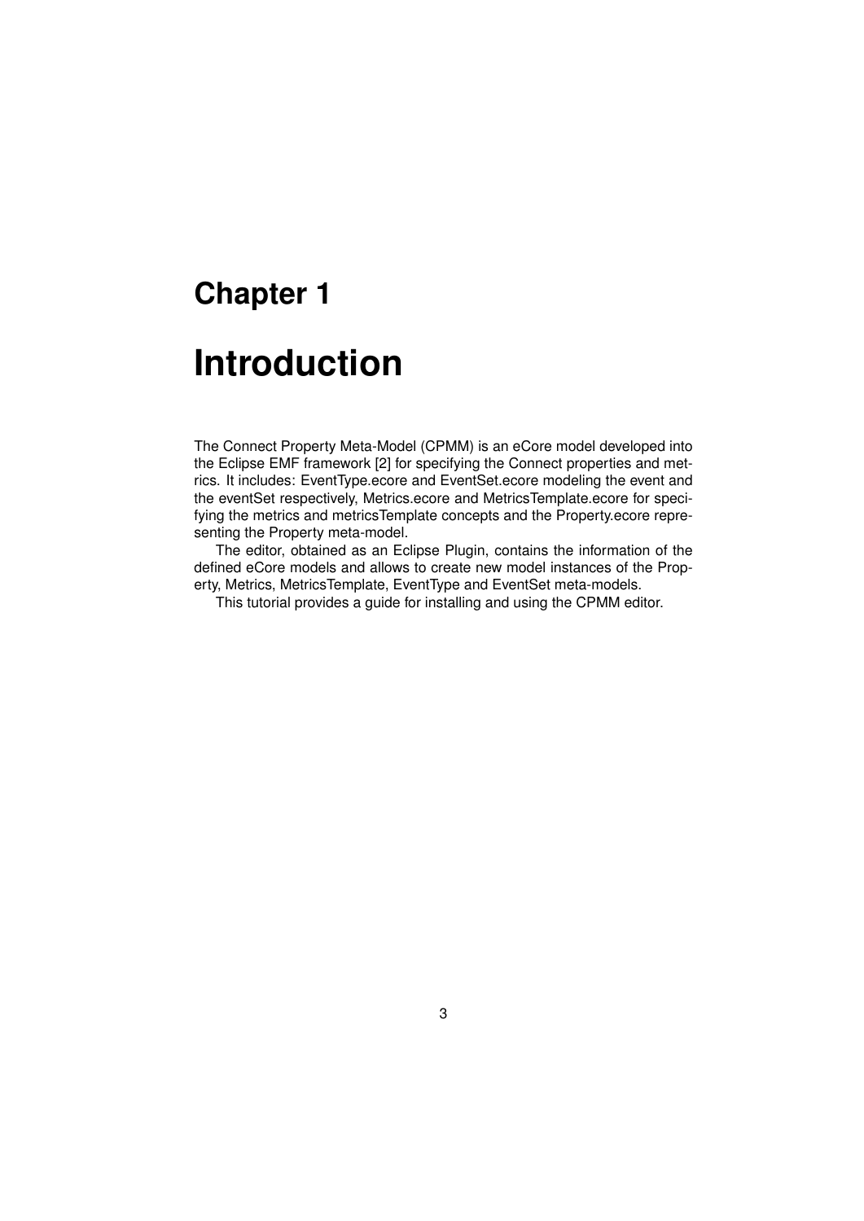# Chapter 1

# Introduction

The Connect Property Meta-Model (CPMM) is an eCore model developed into the Eclipse EMF framework [2] for specifying the Connect properties and metrics. It includes: EventType.ecore and EventSet.ecore modeling the event and the eventSet respectively, Metrics.ecore and MetricsTemplate.ecore for specifying the metrics and metricsTemplate concepts and the Property.ecore representing the Property meta-model.

The editor, obtained as an Eclipse Plugin, contains the information of the defined eCore models and allows to create new model instances of the Property, Metrics, MetricsTemplate, EventType and EventSet meta-models.

This tutorial provides a guide for installing and using the CPMM editor.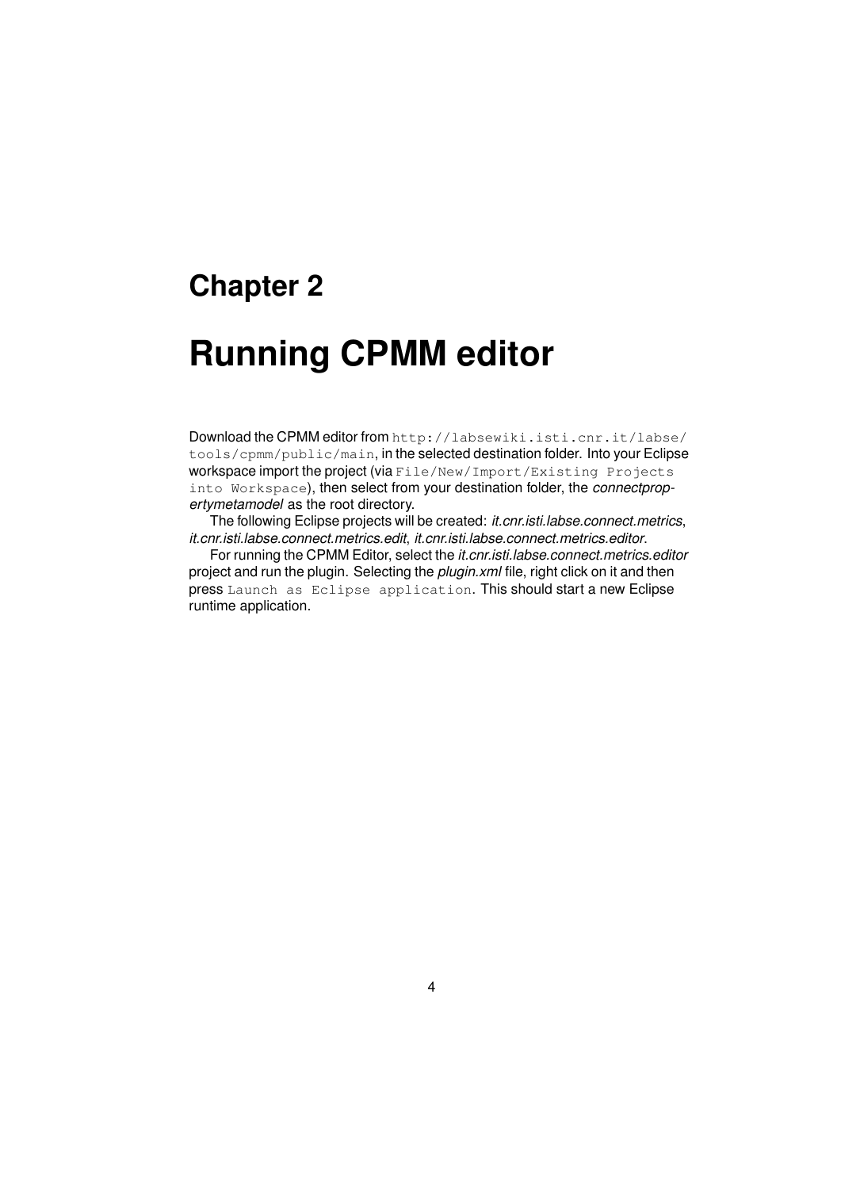# Chapter 2

# Running CPMM editor

Download the CPMM editor from `http://labsewiki.isti.cnr.it/labse/tools/cpmm/public/main`, in the selected destination folder. Into your Eclipse workspace import the project (via `File/New/Import/Existing Projects into Workspace`), then select from your destination folder, the *connectpropertymetamodel* as the root directory.

The following Eclipse projects will be created: *it.cnr.isti.labse.connect.metrics*, *it.cnr.isti.labse.connect.metrics.edit*, *it.cnr.isti.labse.connect.metrics.editor*.

For running the CPMM Editor, select the *it.cnr.isti.labse.connect.metrics.editor* project and run the plugin. Selecting the *plugin.xml* file, right click on it and then press `Launch as Eclipse application`. This should start a new Eclipse runtime application.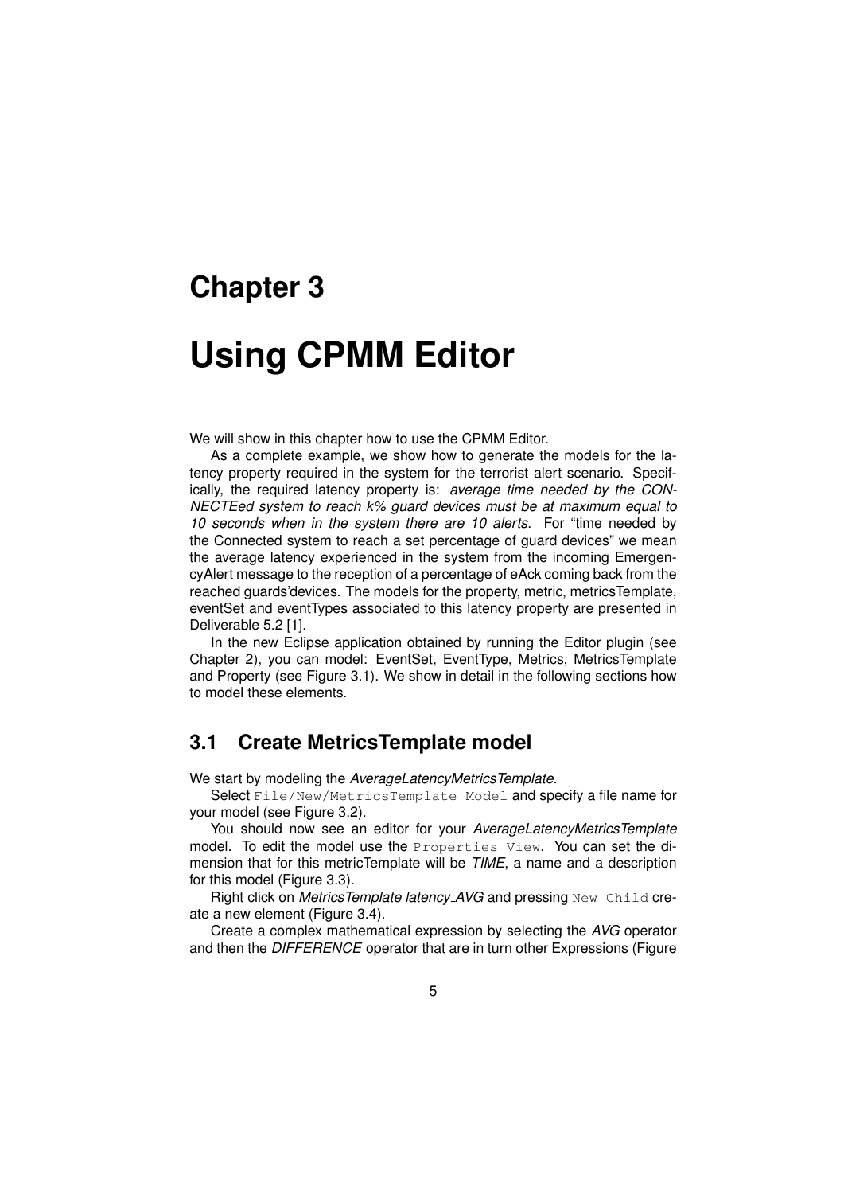# Chapter 3

# Using CPMM Editor

We will show in this chapter how to use the CPMM Editor.

As a complete example, we show how to generate the models for the latency property required in the system for the terrorist alert scenario. Specifically, the required latency property is: *average time needed by the CONNECTEed system to reach k% guard devices must be at maximum equal to 10 seconds when in the system there are 10 alerts*. For "time needed by the Connected system to reach a set percentage of guard devices" we mean the average latency experienced in the system from the incoming EmergencyAlert message to the reception of a percentage of eAck coming back from the reached guards'devices. The models for the property, metric, metricsTemplate, eventSet and eventTypes associated to this latency property are presented in Deliverable 5.2 [1].

In the new Eclipse application obtained by running the Editor plugin (see Chapter 2), you can model: EventSet, EventType, Metrics, MetricsTemplate and Property (see Figure 3.1). We show in detail in the following sections how to model these elements.

## 3.1 Create MetricsTemplate model

We start by modeling the *AverageLatencyMetricsTemplate*.

Select `File/New/MetricsTemplate Model` and specify a file name for your model (see Figure 3.2).

You should now see an editor for your *AverageLatencyMetricsTemplate* model. To edit the model use the `Properties View`. You can set the dimension that for this metricTemplate will be *TIME*, a name and a description for this model (Figure 3.3).

Right click on *MetricsTemplate latency_AVG* and pressing `New Child` create a new element (Figure 3.4).

Create a complex mathematical expression by selecting the *AVG* operator and then the *DIFFERENCE* operator that are in turn other Expressions (Figure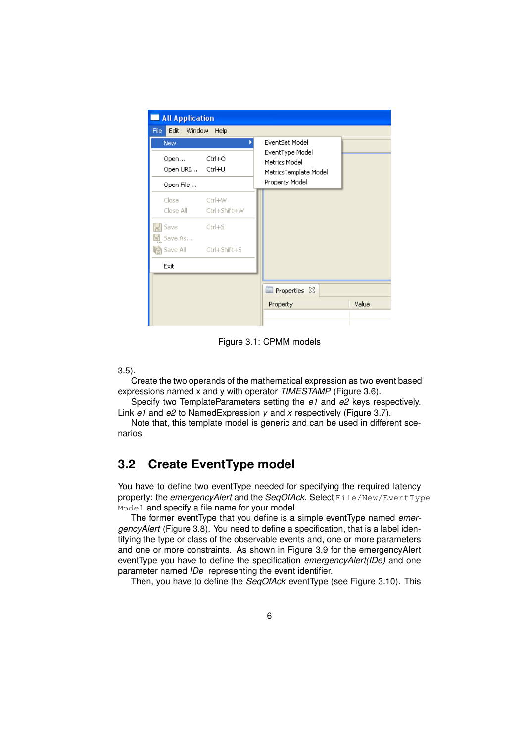Figure 3.1: CPMM models

3.5).

Create the two operands of the mathematical expression as two event based expressions named x and y with operator *TIMESTAMP* (Figure 3.6).

Specify two TemplateParameters setting the *e1* and *e2* keys respectively. Link *e1* and *e2* to NamedExpression *y* and *x* respectively (Figure 3.7).

Note that, this template model is generic and can be used in different scenarios.

## 3.2 Create EventType model

You have to define two eventType needed for specifying the required latency property: the *emergencyAlert* and the *SeqOfAck*. Select `File/New/EventType Model` and specify a file name for your model.

The former eventType that you define is a simple eventType named *emergencyAlert* (Figure 3.8). You need to define a specification, that is a label identifying the type or class of the observable events and, one or more parameters and one or more constraints. As shown in Figure 3.9 for the emergencyAlert eventType you have to define the specification *emergencyAlert(IDe)* and one parameter named *IDe* representing the event identifier.

Then, you have to define the *SeqOfAck* eventType (see Figure 3.10). This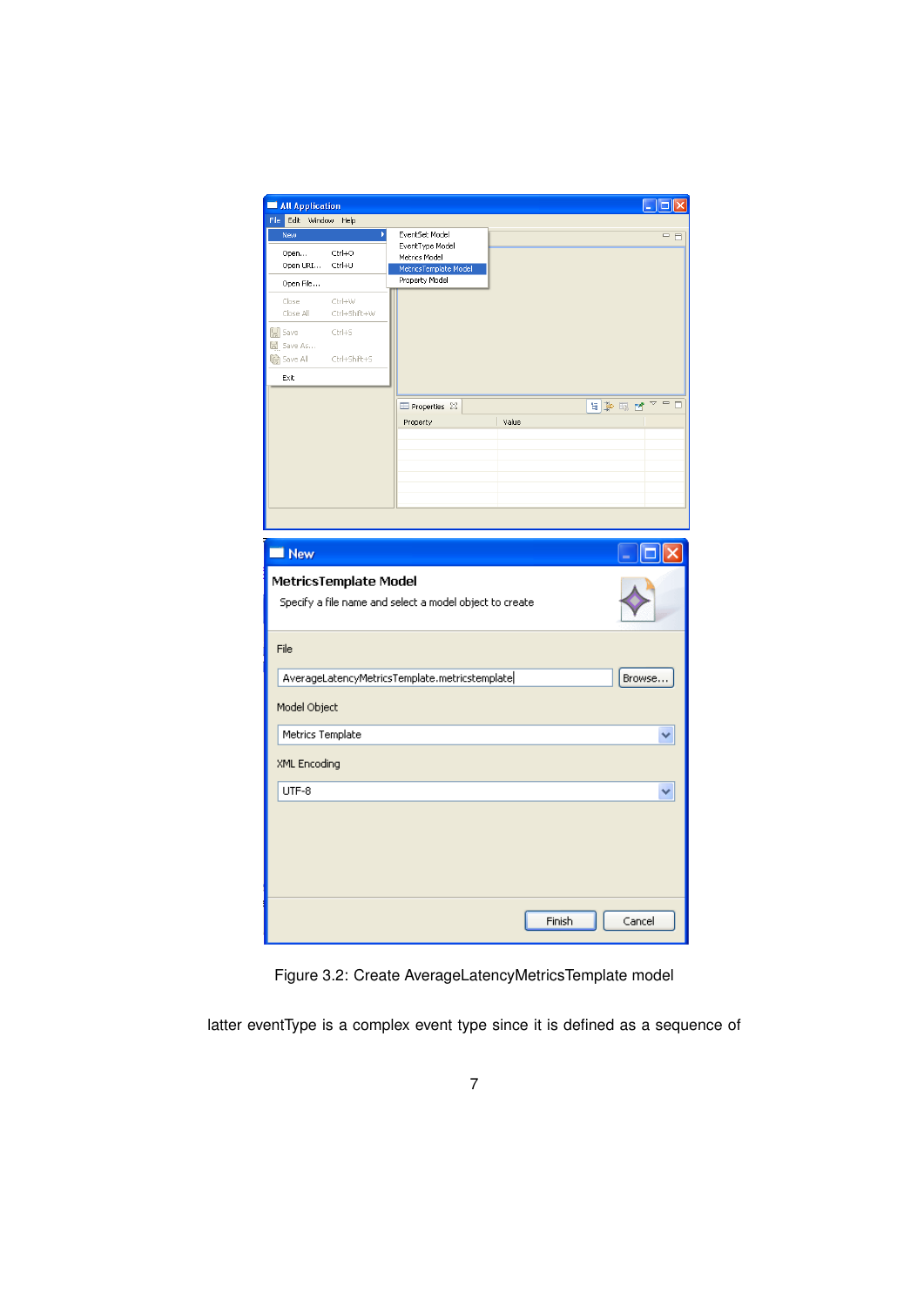Figure 3.2: Create AverageLatencyMetricsTemplate model

latter eventType is a complex event type since it is defined as a sequence of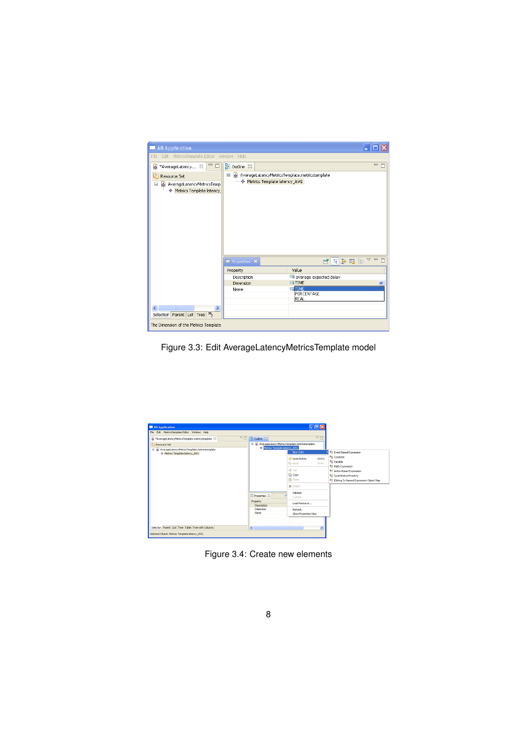Figure 3.3: Edit AverageLatencyMetricsTemplate model

Figure 3.4: Create new elements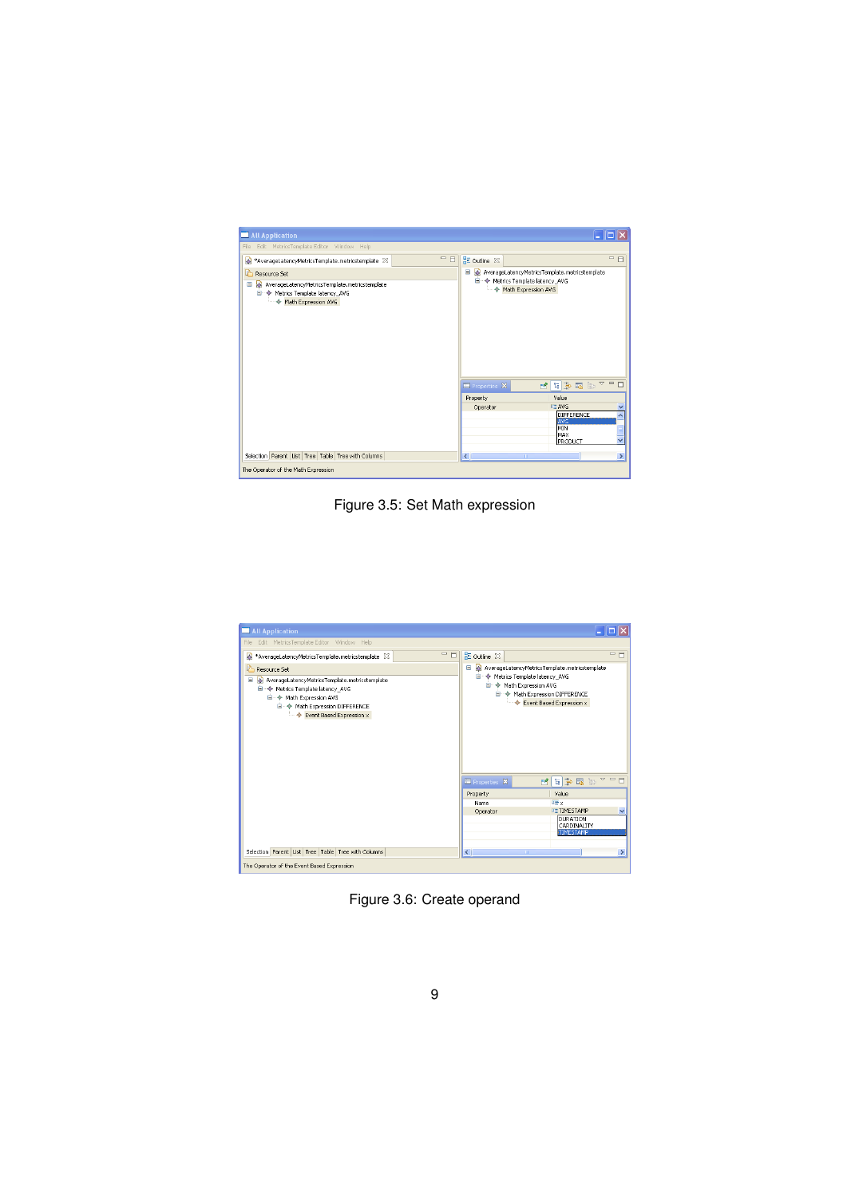Figure 3.5: Set Math expression

Figure 3.6: Create operand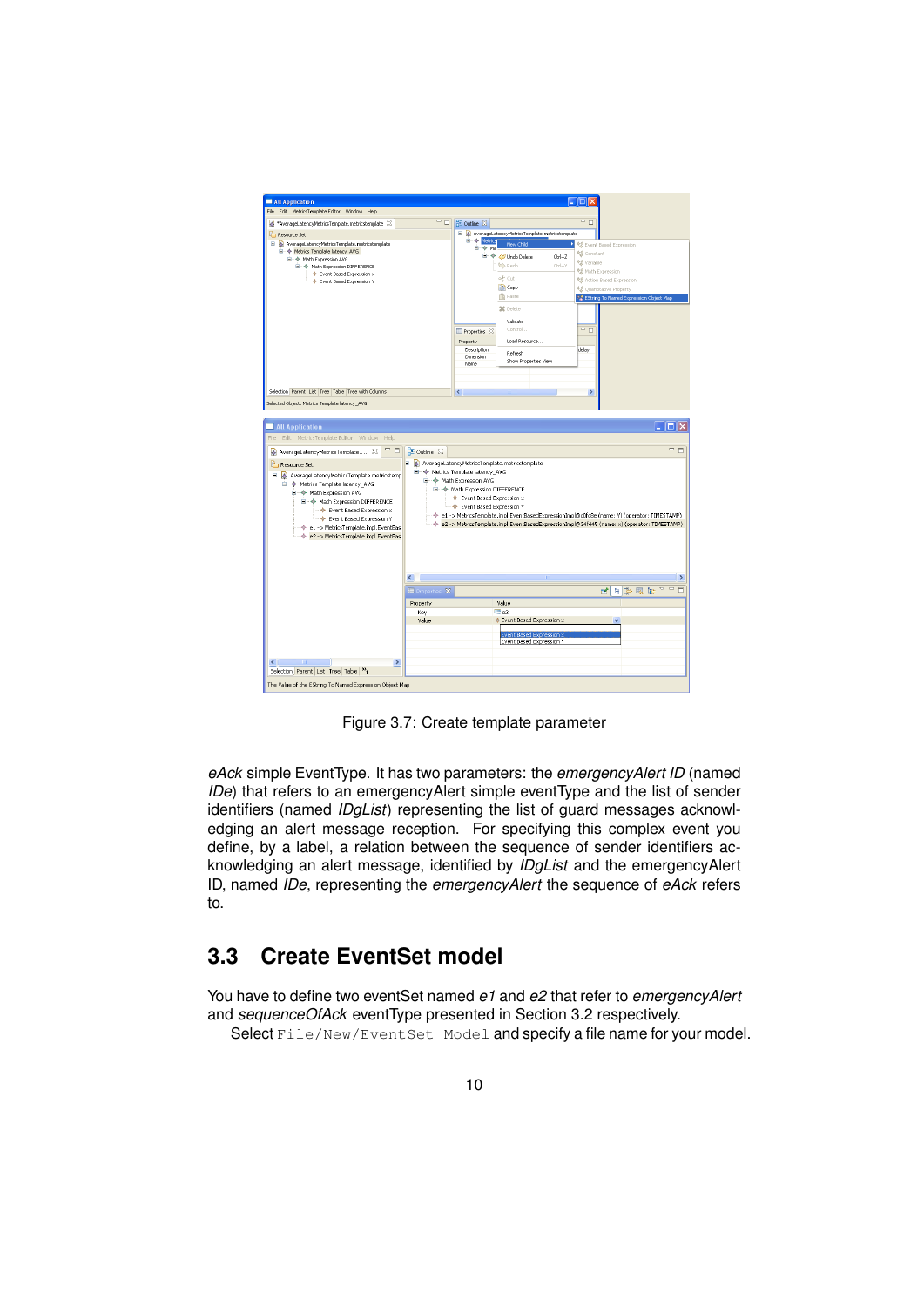Figure 3.7: Create template parameter

*eAck* simple EventType. It has two parameters: the *emergencyAlert ID* (named *IDe*) that refers to an emergencyAlert simple eventType and the list of sender identifiers (named *IDgList*) representing the list of guard messages acknowledging an alert message reception. For specifying this complex event you define, by a label, a relation between the sequence of sender identifiers acknowledging an alert message, identified by *IDgList* and the emergencyAlert ID, named *IDe*, representing the *emergencyAlert* the sequence of *eAck* refers to.

## 3.3 Create EventSet model

You have to define two eventSet named *e1* and *e2* that refer to *emergencyAlert* and *sequenceOfAck* eventType presented in Section 3.2 respectively.

Select `File/New/EventSet Model` and specify a file name for your model.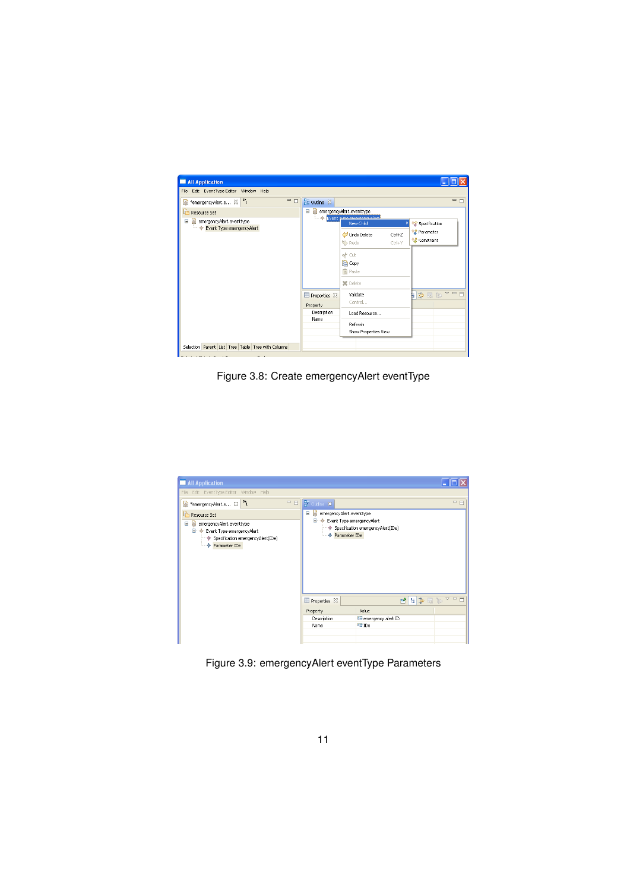Figure 3.8: Create emergencyAlert eventType

Figure 3.9: emergencyAlert eventType Parameters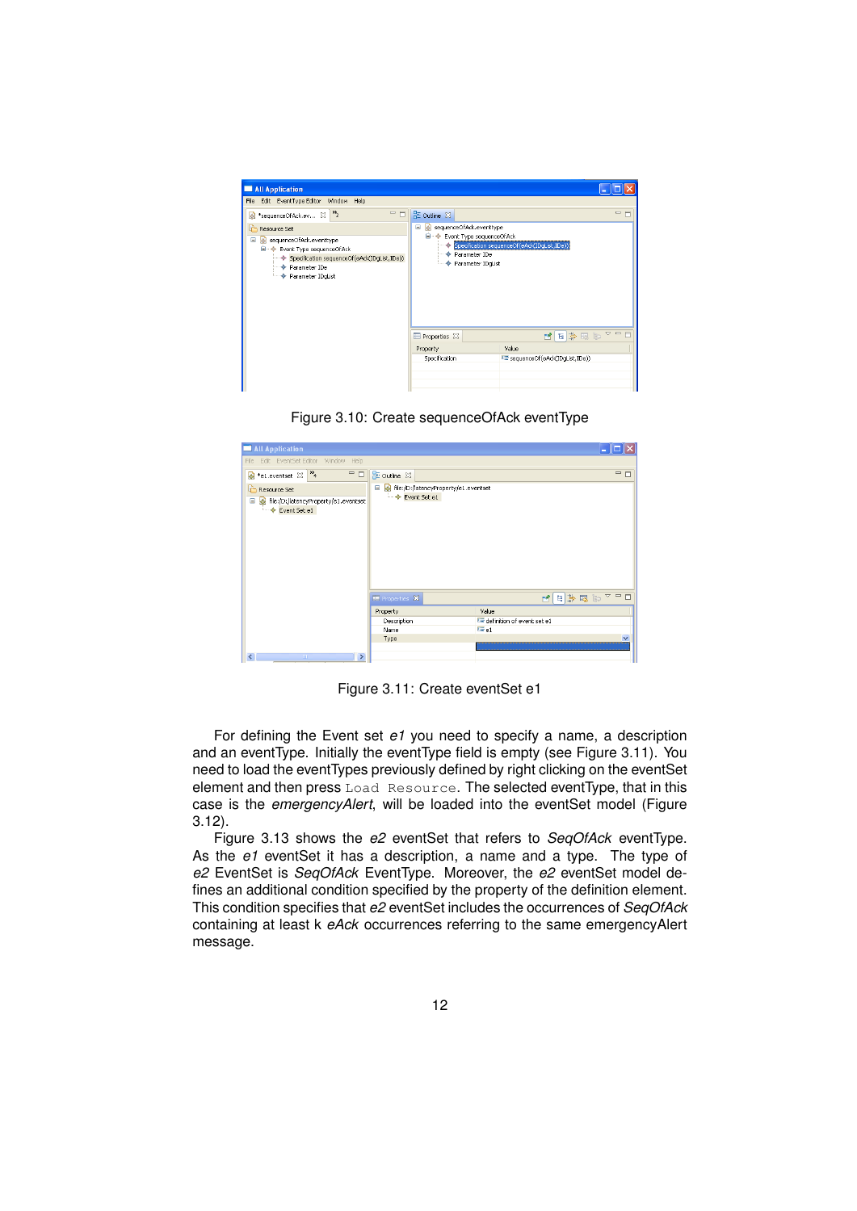Figure 3.10: Create sequenceOfAck eventType

Figure 3.11: Create eventSet e1

For defining the Event set *e1* you need to specify a name, a description and an eventType. Initially the eventType field is empty (see Figure 3.11). You need to load the eventTypes previously defined by right clicking on the eventSet element and then press `Load Resource`. The selected eventType, that in this case is the *emergencyAlert*, will be loaded into the eventSet model (Figure 3.12).

Figure 3.13 shows the *e2* eventSet that refers to *SeqOfAck* eventType. As the *e1* eventSet it has a description, a name and a type. The type of *e2* EventSet is *SeqOfAck* EventType. Moreover, the *e2* eventSet model defines an additional condition specified by the property of the definition element. This condition specifies that *e2* eventSet includes the occurrences of *SeqOfAck* containing at least k *eAck* occurrences referring to the same emergencyAlert message.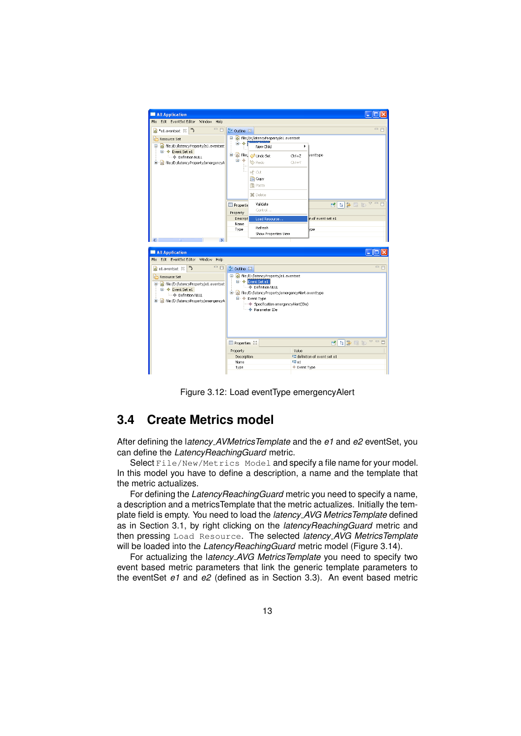Figure 3.12: Load eventType emergencyAlert

## 3.4 Create Metrics model

After defining the l*atency_AVMetricsTemplate* and the *e1* and *e2* eventSet, you can define the *LatencyReachingGuard* metric.

Select `File/New/Metrics Model` and specify a file name for your model. In this model you have to define a description, a name and the template that the metric actualizes.

For defining the *LatencyReachingGuard* metric you need to specify a name, a description and a metricsTemplate that the metric actualizes. Initially the template field is empty. You need to load the *latency_AVG MetricsTemplate* defined as in Section 3.1, by right clicking on the *latencyReachingGuard* metric and then pressing `Load Resource`. The selected *latency_AVG MetricsTemplate* will be loaded into the *LatencyReachingGuard* metric model (Figure 3.14).

For actualizing the l*atency_AVG MetricsTemplate* you need to specify two event based metric parameters that link the generic template parameters to the eventSet *e1* and *e2* (defined as in Section 3.3). An event based metric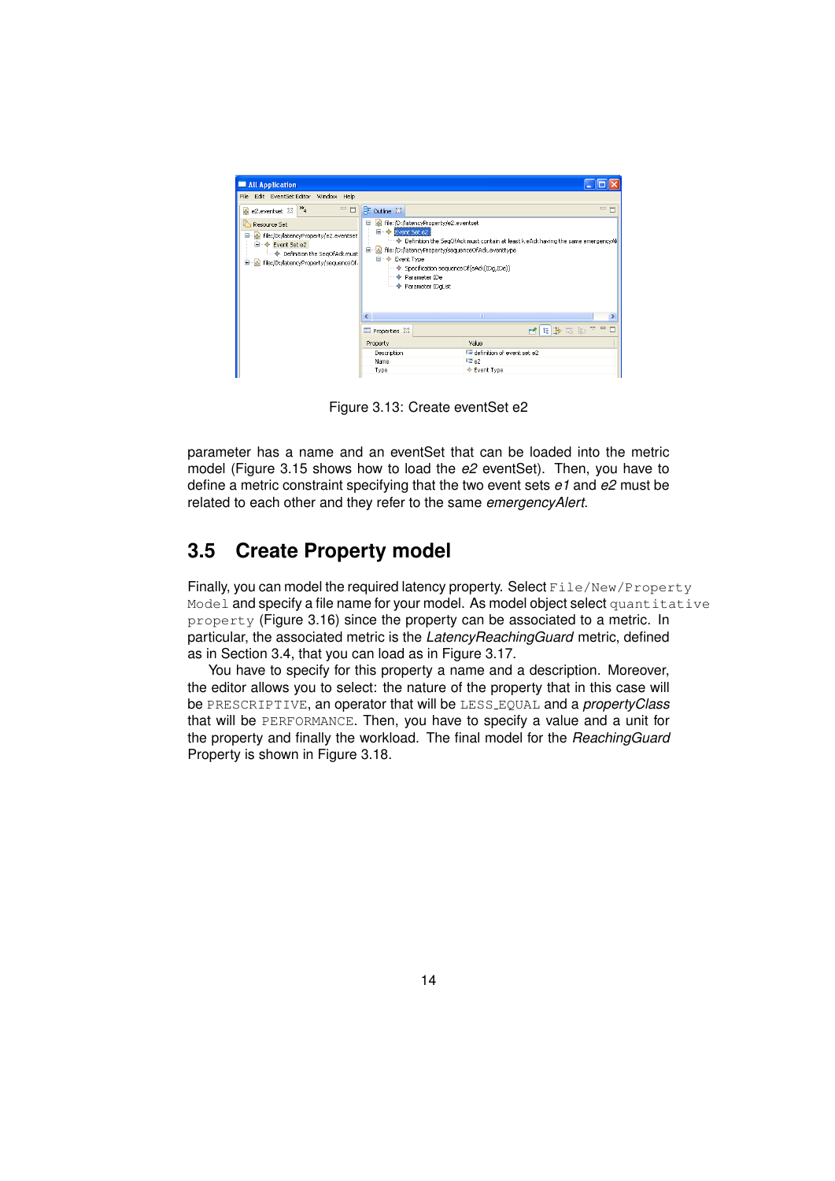Figure 3.13: Create eventSet e2

parameter has a name and an eventSet that can be loaded into the metric model (Figure 3.15 shows how to load the *e2* eventSet). Then, you have to define a metric constraint specifying that the two event sets *e1* and *e2* must be related to each other and they refer to the same *emergencyAlert*.

## 3.5 Create Property model

Finally, you can model the required latency property. Select `File/New/Property Model` and specify a file name for your model. As model object select `quantitative property` (Figure 3.16) since the property can be associated to a metric. In particular, the associated metric is the *LatencyReachingGuard* metric, defined as in Section 3.4, that you can load as in Figure 3.17.

You have to specify for this property a name and a description. Moreover, the editor allows you to select: the nature of the property that in this case will be `PRESCRIPTIVE`, an operator that will be `LESS_EQUAL` and a *propertyClass* that will be `PERFORMANCE`. Then, you have to specify a value and a unit for the property and finally the workload. The final model for the *ReachingGuard* Property is shown in Figure 3.18.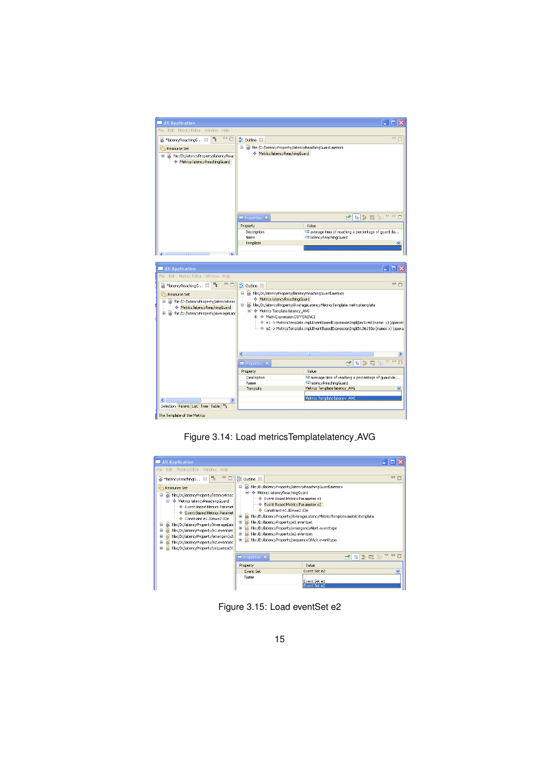Figure 3.14: Load metricsTemplatelatency_AVG

Figure 3.15: Load eventSet e2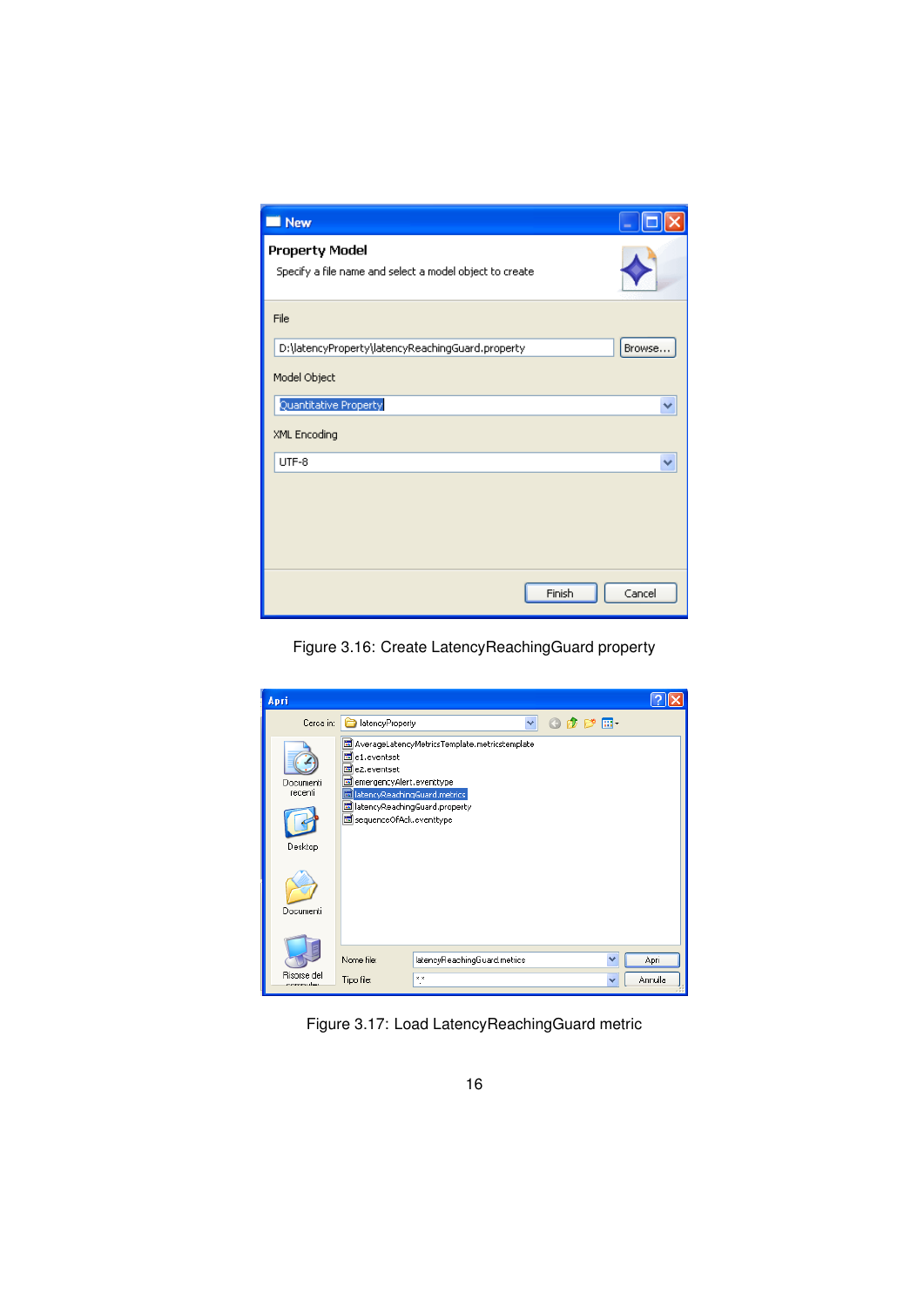Figure 3.16: Create LatencyReachingGuard property

Figure 3.17: Load LatencyReachingGuard metric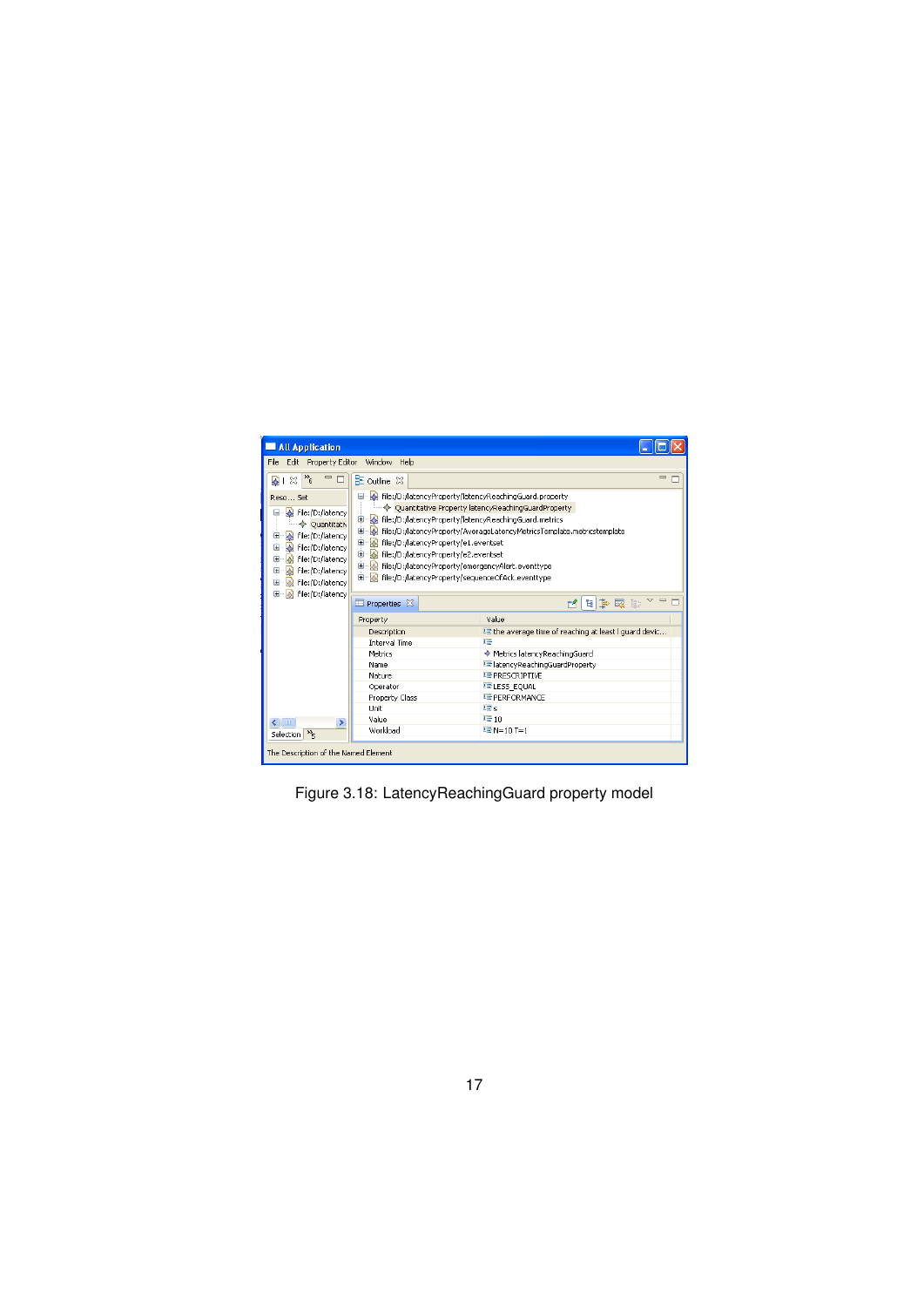Figure 3.18: LatencyReachingGuard property model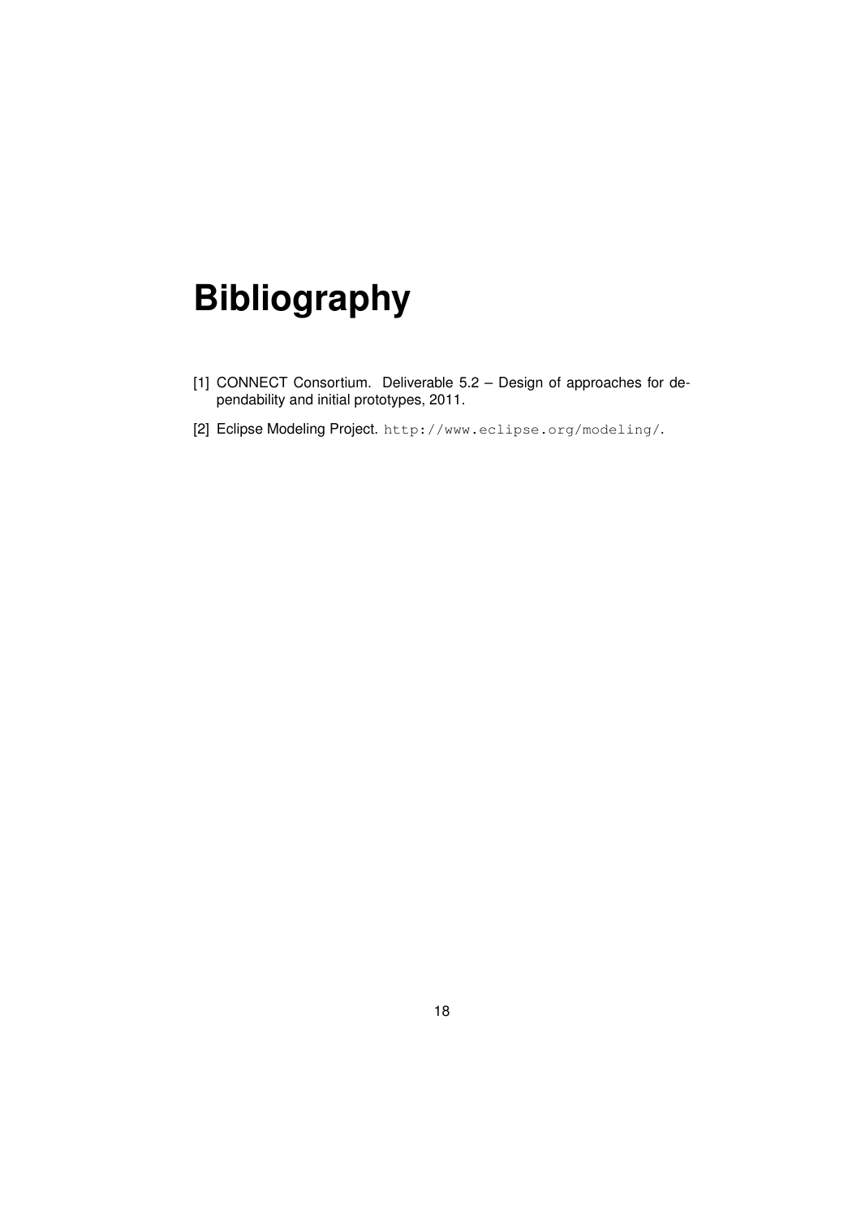# Bibliography

[1] CONNECT Consortium. Deliverable 5.2 – Design of approaches for dependability and initial prototypes, 2011.

[2] Eclipse Modeling Project. `http://www.eclipse.org/modeling/`.